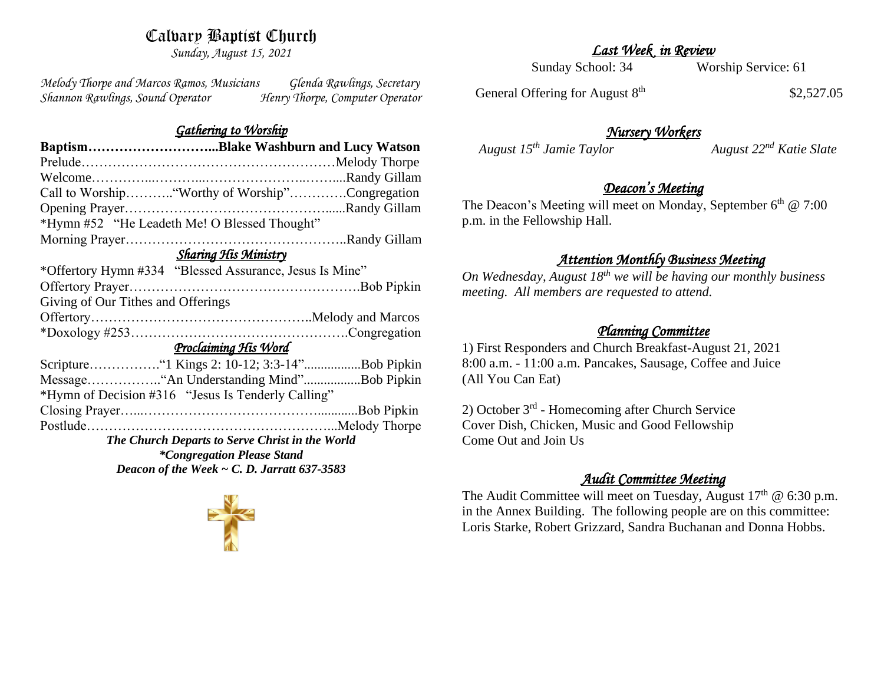# Calvary Baptist Church

*Sunday, August 15, 2021*

*Melody Thorpe and Marcos Ramos, Musicians* — *Glenda Rawlings, Secretary*
*Shannon Rawlings, Sound Operator* — *Henry Thorpe, Computer Operator*

## *Gathering to Worship*

**Baptism………………………...Blake Washburn and Lucy Watson**
Prelude…………………………………………………Melody Thorpe
Welcome…………...………...…………………..……....Randy Gillam
Call to Worship………."Worthy of Worship"…………Congregation
Opening Prayer………………………………………......Randy Gillam
*Hymn #52 "He Leadeth Me! O Blessed Thought"
Morning Prayer…………………………………………..Randy Gillam

## *Sharing His Ministry*

*Offertory Hymn #334 "Blessed Assurance, Jesus Is Mine"
Offertory Prayer…………………………………………….Bob Pipkin
Giving of Our Tithes and Offerings
Offertory…………………………………………..Melody and Marcos
*Doxology #253………………………………………….Congregation

## *Proclaiming His Word*

Scripture……………."1 Kings 2: 10-12; 3:3-14".................Bob Pipkin
Message……………."An Understanding Mind"................Bob Pipkin
*Hymn of Decision #316 "Jesus Is Tenderly Calling"
Closing Prayer…...……………………………….............Bob Pipkin
Postlude………………………………………………...Melody Thorpe

***The Church Departs to Serve Christ in the World***
***\*Congregation Please Stand***
***Deacon of the Week ~ C. D. Jarratt 637-3583***

## *Last Week in Review*

Sunday School: 34 — Worship Service: 61

General Offering for August 8th — $2,527.05

## *Nursery Workers*

*August 15th Jamie Taylor* — *August 22nd Katie Slate*

## *Deacon's Meeting*

The Deacon's Meeting will meet on Monday, September 6th @ 7:00 p.m. in the Fellowship Hall.

## *Attention Monthly Business Meeting*

*On Wednesday, August 18th we will be having our monthly business meeting. All members are requested to attend.*

## *Planning Committee*

1) First Responders and Church Breakfast-August 21, 2021
8:00 a.m. - 11:00 a.m. Pancakes, Sausage, Coffee and Juice
(All You Can Eat)

2) October 3rd - Homecoming after Church Service
Cover Dish, Chicken, Music and Good Fellowship
Come Out and Join Us

## *Audit Committee Meeting*

The Audit Committee will meet on Tuesday, August 17th @ 6:30 p.m. in the Annex Building. The following people are on this committee: Loris Starke, Robert Grizzard, Sandra Buchanan and Donna Hobbs.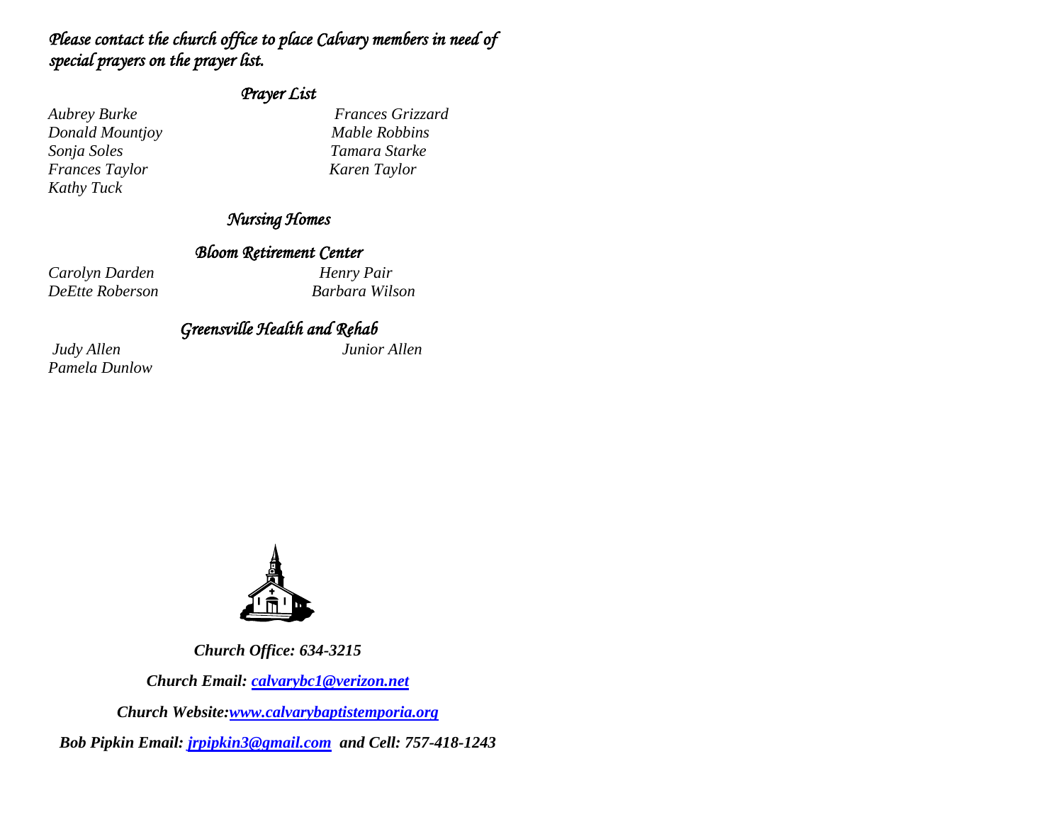*Please contact the church office to place Calvary members in need of special prayers on the prayer list.*

## *Prayer List*

*Aubrey Burke*
*Frances Grizzard*
*Donald Mountjoy*
*Mable Robbins*
*Sonja Soles*
*Tamara Starke*
*Frances Taylor*
*Karen Taylor*
*Kathy Tuck*

## *Nursing Homes*

### *Bloom Retirement Center*

*Carolyn Darden*
*Henry Pair*
*DeEtte Roberson*
*Barbara Wilson*

### *Greensville Health and Rehab*

*Judy Allen*
*Junior Allen*
*Pamela Dunlow*

***Church Office: 634-3215***

***Church Email: calvarybc1@verizon.net***

***Church Website:www.calvarybaptistemporia.org***

***Bob Pipkin Email: jrpipkin3@gmail.com and Cell: 757-418-1243***